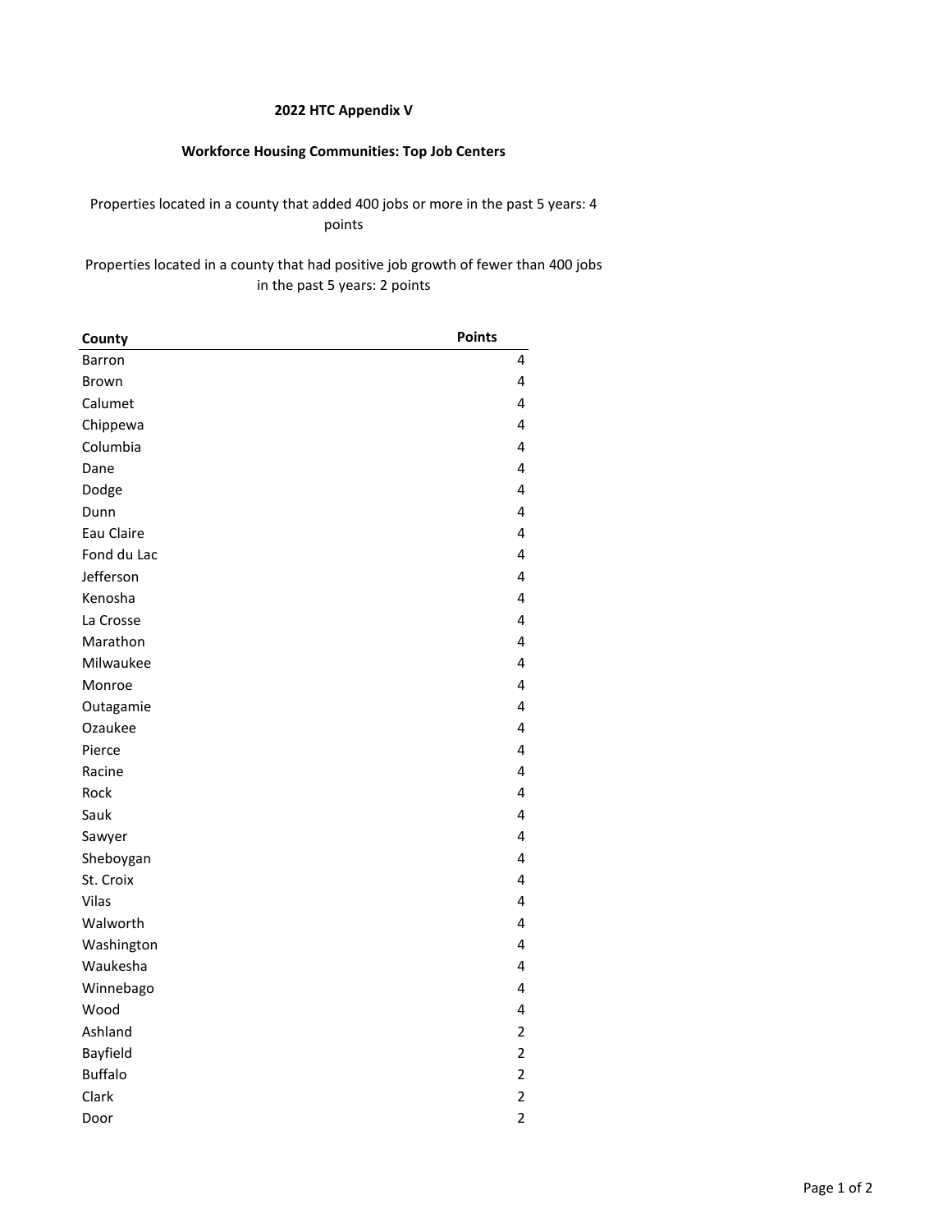# 2022 HTC Appendix V

## Workforce Housing Communities: Top Job Centers

Properties located in a county that added 400 jobs or more in the past 5 years: 4 points

Properties located in a county that had positive job growth of fewer than 400 jobs in the past 5 years: 2 points

| County | Points |
|---|---|
| Barron | 4 |
| Brown | 4 |
| Calumet | 4 |
| Chippewa | 4 |
| Columbia | 4 |
| Dane | 4 |
| Dodge | 4 |
| Dunn | 4 |
| Eau Claire | 4 |
| Fond du Lac | 4 |
| Jefferson | 4 |
| Kenosha | 4 |
| La Crosse | 4 |
| Marathon | 4 |
| Milwaukee | 4 |
| Monroe | 4 |
| Outagamie | 4 |
| Ozaukee | 4 |
| Pierce | 4 |
| Racine | 4 |
| Rock | 4 |
| Sauk | 4 |
| Sawyer | 4 |
| Sheboygan | 4 |
| St. Croix | 4 |
| Vilas | 4 |
| Walworth | 4 |
| Washington | 4 |
| Waukesha | 4 |
| Winnebago | 4 |
| Wood | 4 |
| Ashland | 2 |
| Bayfield | 2 |
| Buffalo | 2 |
| Clark | 2 |
| Door | 2 |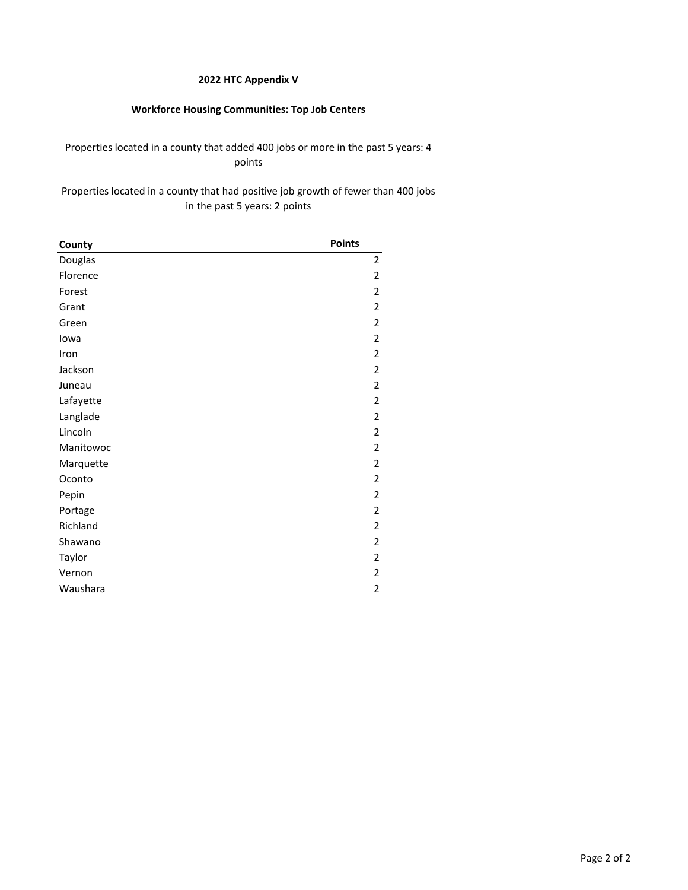**2022 HTC Appendix V**

**Workforce Housing Communities: Top Job Centers**

Properties located in a county that added 400 jobs or more in the past 5 years: 4 points

Properties located in a county that had positive job growth of fewer than 400 jobs in the past 5 years: 2 points

| County | Points |
|---|---|
| Douglas | 2 |
| Florence | 2 |
| Forest | 2 |
| Grant | 2 |
| Green | 2 |
| Iowa | 2 |
| Iron | 2 |
| Jackson | 2 |
| Juneau | 2 |
| Lafayette | 2 |
| Langlade | 2 |
| Lincoln | 2 |
| Manitowoc | 2 |
| Marquette | 2 |
| Oconto | 2 |
| Pepin | 2 |
| Portage | 2 |
| Richland | 2 |
| Shawano | 2 |
| Taylor | 2 |
| Vernon | 2 |
| Waushara | 2 |